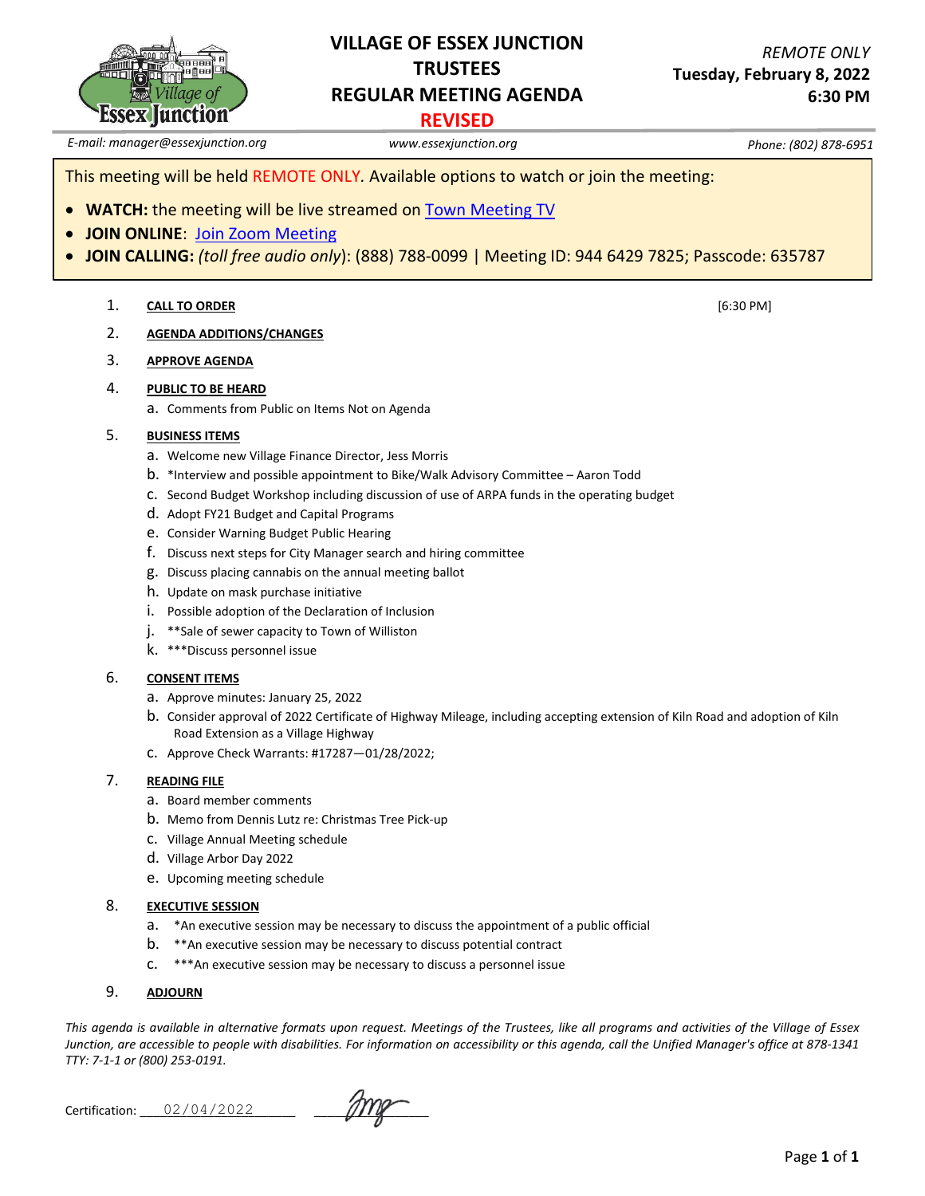# VILLAGE OF ESSEX JUNCTION TRUSTEES REGULAR MEETING AGENDA

**REVISED**

*REMOTE ONLY*
**Tuesday, February 8, 2022**
**6:30 PM**

*E-mail: manager@essexjunction.org* | *www.essexjunction.org* | *Phone: (802) 878-6951*

This meeting will be held REMOTE ONLY. Available options to watch or join the meeting:

- **WATCH:** the meeting will be live streamed on Town Meeting TV
- **JOIN ONLINE**: Join Zoom Meeting
- **JOIN CALLING:** *(toll free audio only)*: (888) 788-0099 | Meeting ID: 944 6429 7825; Passcode: 635787

1. **CALL TO ORDER** [6:30 PM]
2. **AGENDA ADDITIONS/CHANGES**
3. **APPROVE AGENDA**
4. **PUBLIC TO BE HEARD**
   a. Comments from Public on Items Not on Agenda
5. **BUSINESS ITEMS**
   a. Welcome new Village Finance Director, Jess Morris
   b. *Interview and possible appointment to Bike/Walk Advisory Committee – Aaron Todd
   c. Second Budget Workshop including discussion of use of ARPA funds in the operating budget
   d. Adopt FY21 Budget and Capital Programs
   e. Consider Warning Budget Public Hearing
   f. Discuss next steps for City Manager search and hiring committee
   g. Discuss placing cannabis on the annual meeting ballot
   h. Update on mask purchase initiative
   i. Possible adoption of the Declaration of Inclusion
   j. **Sale of sewer capacity to Town of Williston
   k. ***Discuss personnel issue
6. **CONSENT ITEMS**
   a. Approve minutes: January 25, 2022
   b. Consider approval of 2022 Certificate of Highway Mileage, including accepting extension of Kiln Road and adoption of Kiln Road Extension as a Village Highway
   c. Approve Check Warrants: #17287—01/28/2022;
7. **READING FILE**
   a. Board member comments
   b. Memo from Dennis Lutz re: Christmas Tree Pick-up
   c. Village Annual Meeting schedule
   d. Village Arbor Day 2022
   e. Upcoming meeting schedule
8. **EXECUTIVE SESSION**
   a. *An executive session may be necessary to discuss the appointment of a public official
   b. **An executive session may be necessary to discuss potential contract
   c. ***An executive session may be necessary to discuss a personnel issue
9. **ADJOURN**

*This agenda is available in alternative formats upon request. Meetings of the Trustees, like all programs and activities of the Village of Essex Junction, are accessible to people with disabilities. For information on accessibility or this agenda, call the Unified Manager's office at 878-1341 TTY: 7-1-1 or (800) 253-0191.*

Certification: 02/04/2022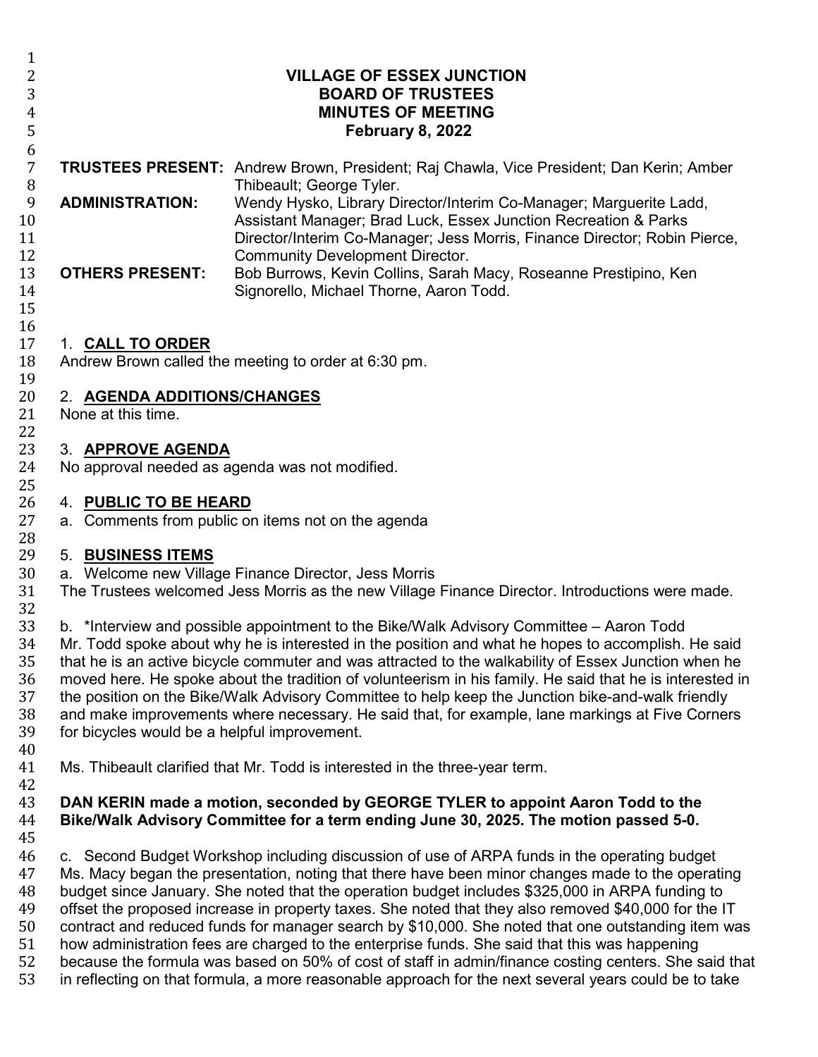# VILLAGE OF ESSEX JUNCTION
## BOARD OF TRUSTEES
## MINUTES OF MEETING
## February 8, 2022

**TRUSTEES PRESENT:** Andrew Brown, President; Raj Chawla, Vice President; Dan Kerin; Amber Thibeault; George Tyler.

**ADMINISTRATION:** Wendy Hysko, Library Director/Interim Co-Manager; Marguerite Ladd, Assistant Manager; Brad Luck, Essex Junction Recreation & Parks Director/Interim Co-Manager; Jess Morris, Finance Director; Robin Pierce, Community Development Director.

**OTHERS PRESENT:** Bob Burrows, Kevin Collins, Sarah Macy, Roseanne Prestipino, Ken Signorello, Michael Thorne, Aaron Todd.

1. **CALL TO ORDER**

Andrew Brown called the meeting to order at 6:30 pm.

2. **AGENDA ADDITIONS/CHANGES**

None at this time.

3. **APPROVE AGENDA**

No approval needed as agenda was not modified.

4. **PUBLIC TO BE HEARD**

a. Comments from public on items not on the agenda

5. **BUSINESS ITEMS**

a. Welcome new Village Finance Director, Jess Morris

The Trustees welcomed Jess Morris as the new Village Finance Director. Introductions were made.

b. *Interview and possible appointment to the Bike/Walk Advisory Committee – Aaron Todd

Mr. Todd spoke about why he is interested in the position and what he hopes to accomplish. He said that he is an active bicycle commuter and was attracted to the walkability of Essex Junction when he moved here. He spoke about the tradition of volunteerism in his family. He said that he is interested in the position on the Bike/Walk Advisory Committee to help keep the Junction bike-and-walk friendly and make improvements where necessary. He said that, for example, lane markings at Five Corners for bicycles would be a helpful improvement.

Ms. Thibeault clarified that Mr. Todd is interested in the three-year term.

**DAN KERIN made a motion, seconded by GEORGE TYLER to appoint Aaron Todd to the Bike/Walk Advisory Committee for a term ending June 30, 2025. The motion passed 5-0.**

c. Second Budget Workshop including discussion of use of ARPA funds in the operating budget

Ms. Macy began the presentation, noting that there have been minor changes made to the operating budget since January. She noted that the operation budget includes $325,000 in ARPA funding to offset the proposed increase in property taxes. She noted that they also removed $40,000 for the IT contract and reduced funds for manager search by $10,000. She noted that one outstanding item was how administration fees are charged to the enterprise funds. She said that this was happening because the formula was based on 50% of cost of staff in admin/finance costing centers. She said that in reflecting on that formula, a more reasonable approach for the next several years could be to take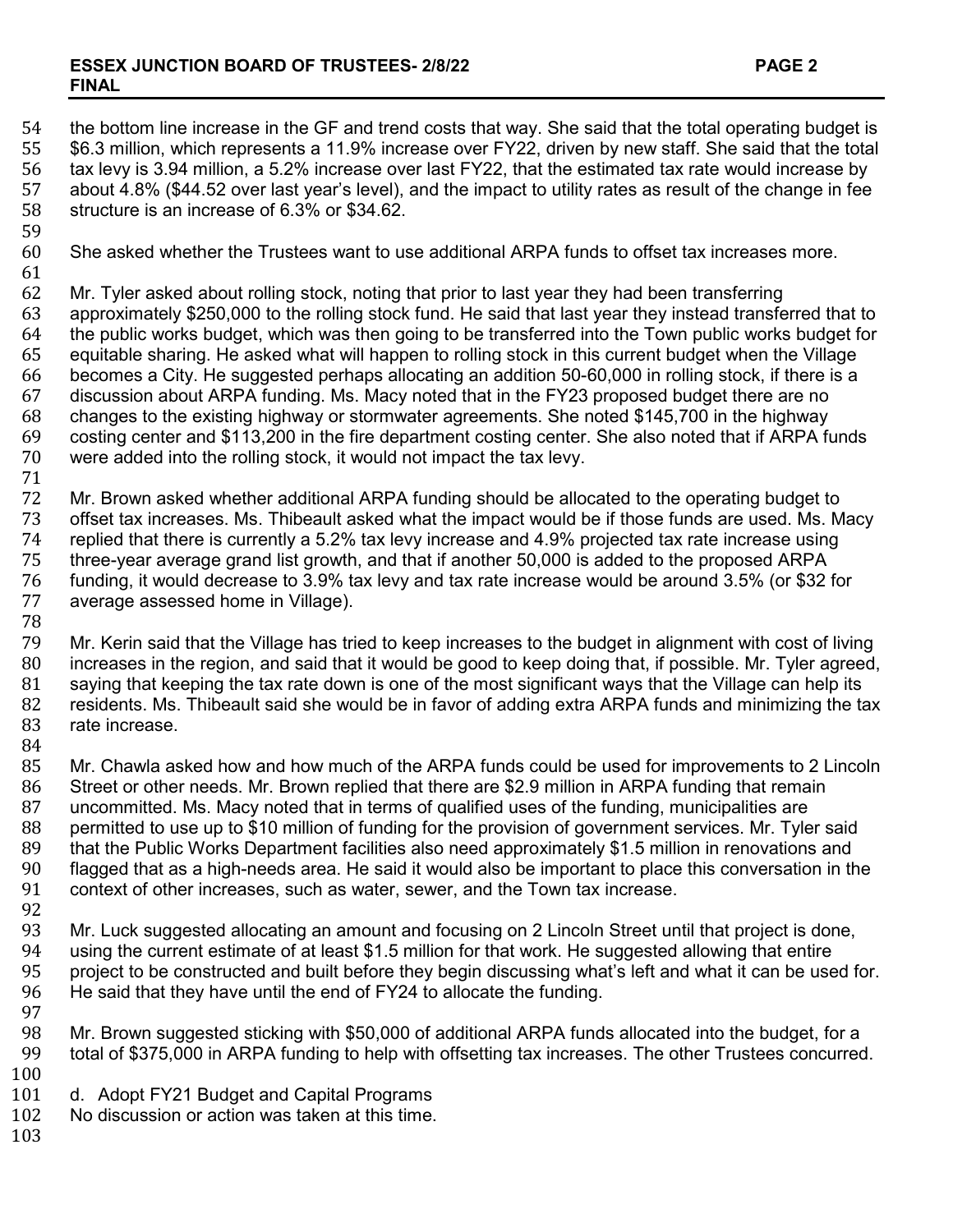the bottom line increase in the GF and trend costs that way. She said that the total operating budget is $6.3 million, which represents a 11.9% increase over FY22, driven by new staff. She said that the total tax levy is 3.94 million, a 5.2% increase over last FY22, that the estimated tax rate would increase by about 4.8% ($44.52 over last year's level), and the impact to utility rates as result of the change in fee structure is an increase of 6.3% or $34.62.

She asked whether the Trustees want to use additional ARPA funds to offset tax increases more.

Mr. Tyler asked about rolling stock, noting that prior to last year they had been transferring approximately $250,000 to the rolling stock fund. He said that last year they instead transferred that to the public works budget, which was then going to be transferred into the Town public works budget for equitable sharing. He asked what will happen to rolling stock in this current budget when the Village becomes a City. He suggested perhaps allocating an addition 50-60,000 in rolling stock, if there is a discussion about ARPA funding. Ms. Macy noted that in the FY23 proposed budget there are no changes to the existing highway or stormwater agreements. She noted $145,700 in the highway costing center and $113,200 in the fire department costing center. She also noted that if ARPA funds were added into the rolling stock, it would not impact the tax levy.

Mr. Brown asked whether additional ARPA funding should be allocated to the operating budget to offset tax increases. Ms. Thibeault asked what the impact would be if those funds are used. Ms. Macy replied that there is currently a 5.2% tax levy increase and 4.9% projected tax rate increase using three-year average grand list growth, and that if another 50,000 is added to the proposed ARPA funding, it would decrease to 3.9% tax levy and tax rate increase would be around 3.5% (or $32 for average assessed home in Village).

Mr. Kerin said that the Village has tried to keep increases to the budget in alignment with cost of living increases in the region, and said that it would be good to keep doing that, if possible. Mr. Tyler agreed, saying that keeping the tax rate down is one of the most significant ways that the Village can help its residents. Ms. Thibeault said she would be in favor of adding extra ARPA funds and minimizing the tax rate increase.

Mr. Chawla asked how and how much of the ARPA funds could be used for improvements to 2 Lincoln Street or other needs. Mr. Brown replied that there are $2.9 million in ARPA funding that remain uncommitted. Ms. Macy noted that in terms of qualified uses of the funding, municipalities are permitted to use up to $10 million of funding for the provision of government services. Mr. Tyler said that the Public Works Department facilities also need approximately $1.5 million in renovations and flagged that as a high-needs area. He said it would also be important to place this conversation in the context of other increases, such as water, sewer, and the Town tax increase.

Mr. Luck suggested allocating an amount and focusing on 2 Lincoln Street until that project is done, using the current estimate of at least $1.5 million for that work. He suggested allowing that entire project to be constructed and built before they begin discussing what's left and what it can be used for. He said that they have until the end of FY24 to allocate the funding.

Mr. Brown suggested sticking with $50,000 of additional ARPA funds allocated into the budget, for a total of $375,000 in ARPA funding to help with offsetting tax increases. The other Trustees concurred.

d. Adopt FY21 Budget and Capital Programs

No discussion or action was taken at this time.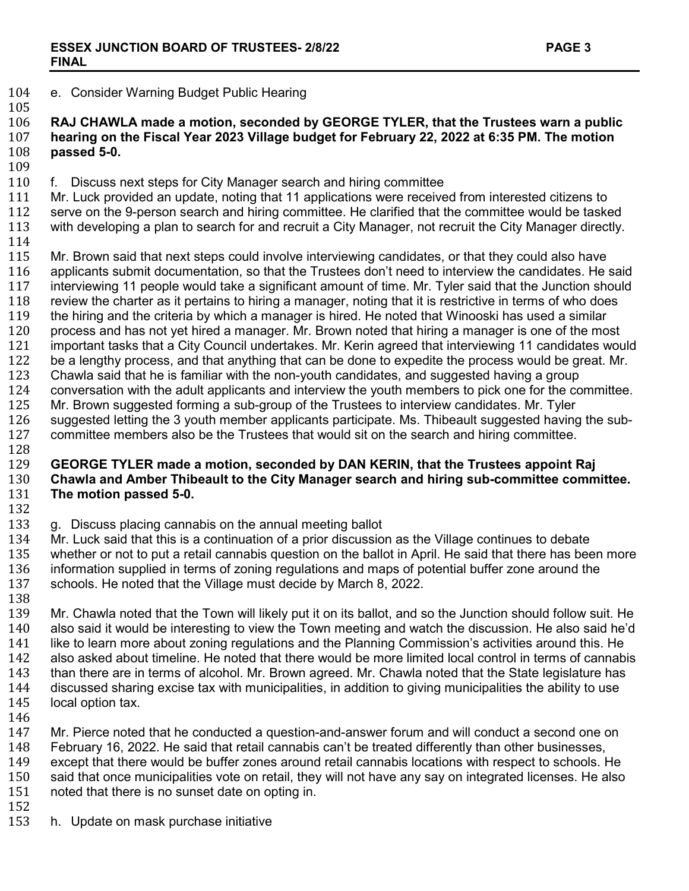e. Consider Warning Budget Public Hearing

**RAJ CHAWLA made a motion, seconded by GEORGE TYLER, that the Trustees warn a public hearing on the Fiscal Year 2023 Village budget for February 22, 2022 at 6:35 PM. The motion passed 5-0.**

f. Discuss next steps for City Manager search and hiring committee

Mr. Luck provided an update, noting that 11 applications were received from interested citizens to serve on the 9-person search and hiring committee. He clarified that the committee would be tasked with developing a plan to search for and recruit a City Manager, not recruit the City Manager directly.

Mr. Brown said that next steps could involve interviewing candidates, or that they could also have applicants submit documentation, so that the Trustees don't need to interview the candidates. He said interviewing 11 people would take a significant amount of time. Mr. Tyler said that the Junction should review the charter as it pertains to hiring a manager, noting that it is restrictive in terms of who does the hiring and the criteria by which a manager is hired. He noted that Winooski has used a similar process and has not yet hired a manager. Mr. Brown noted that hiring a manager is one of the most important tasks that a City Council undertakes. Mr. Kerin agreed that interviewing 11 candidates would be a lengthy process, and that anything that can be done to expedite the process would be great. Mr. Chawla said that he is familiar with the non-youth candidates, and suggested having a group conversation with the adult applicants and interview the youth members to pick one for the committee. Mr. Brown suggested forming a sub-group of the Trustees to interview candidates. Mr. Tyler suggested letting the 3 youth member applicants participate. Ms. Thibeault suggested having the sub-committee members also be the Trustees that would sit on the search and hiring committee.

**GEORGE TYLER made a motion, seconded by DAN KERIN, that the Trustees appoint Raj Chawla and Amber Thibeault to the City Manager search and hiring sub-committee committee. The motion passed 5-0.**

g. Discuss placing cannabis on the annual meeting ballot

Mr. Luck said that this is a continuation of a prior discussion as the Village continues to debate whether or not to put a retail cannabis question on the ballot in April. He said that there has been more information supplied in terms of zoning regulations and maps of potential buffer zone around the schools. He noted that the Village must decide by March 8, 2022.

Mr. Chawla noted that the Town will likely put it on its ballot, and so the Junction should follow suit. He also said it would be interesting to view the Town meeting and watch the discussion. He also said he'd like to learn more about zoning regulations and the Planning Commission's activities around this. He also asked about timeline. He noted that there would be more limited local control in terms of cannabis than there are in terms of alcohol. Mr. Brown agreed. Mr. Chawla noted that the State legislature has discussed sharing excise tax with municipalities, in addition to giving municipalities the ability to use local option tax.

Mr. Pierce noted that he conducted a question-and-answer forum and will conduct a second one on February 16, 2022. He said that retail cannabis can't be treated differently than other businesses, except that there would be buffer zones around retail cannabis locations with respect to schools. He said that once municipalities vote on retail, they will not have any say on integrated licenses. He also noted that there is no sunset date on opting in.

h. Update on mask purchase initiative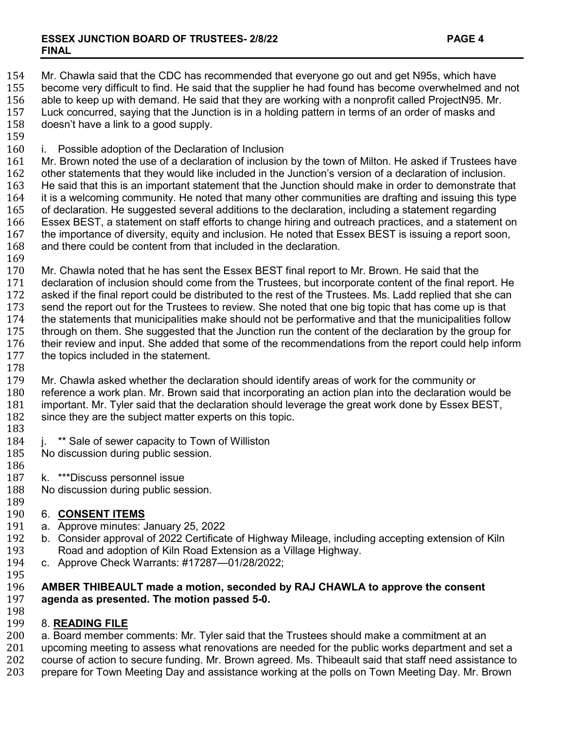Mr. Chawla said that the CDC has recommended that everyone go out and get N95s, which have become very difficult to find. He said that the supplier he had found has become overwhelmed and not able to keep up with demand. He said that they are working with a nonprofit called ProjectN95. Mr. Luck concurred, saying that the Junction is in a holding pattern in terms of an order of masks and doesn't have a link to a good supply.

i. Possible adoption of the Declaration of Inclusion

Mr. Brown noted the use of a declaration of inclusion by the town of Milton. He asked if Trustees have other statements that they would like included in the Junction's version of a declaration of inclusion. He said that this is an important statement that the Junction should make in order to demonstrate that it is a welcoming community. He noted that many other communities are drafting and issuing this type of declaration. He suggested several additions to the declaration, including a statement regarding Essex BEST, a statement on staff efforts to change hiring and outreach practices, and a statement on the importance of diversity, equity and inclusion. He noted that Essex BEST is issuing a report soon, and there could be content from that included in the declaration.

Mr. Chawla noted that he has sent the Essex BEST final report to Mr. Brown. He said that the declaration of inclusion should come from the Trustees, but incorporate content of the final report. He asked if the final report could be distributed to the rest of the Trustees. Ms. Ladd replied that she can send the report out for the Trustees to review. She noted that one big topic that has come up is that the statements that municipalities make should not be performative and that the municipalities follow through on them. She suggested that the Junction run the content of the declaration by the group for their review and input. She added that some of the recommendations from the report could help inform the topics included in the statement.

Mr. Chawla asked whether the declaration should identify areas of work for the community or reference a work plan. Mr. Brown said that incorporating an action plan into the declaration would be important. Mr. Tyler said that the declaration should leverage the great work done by Essex BEST, since they are the subject matter experts on this topic.

j. ** Sale of sewer capacity to Town of Williston

No discussion during public session.

k. ***Discuss personnel issue

No discussion during public session.

## 6. **CONSENT ITEMS**

a. Approve minutes: January 25, 2022

b. Consider approval of 2022 Certificate of Highway Mileage, including accepting extension of Kiln Road and adoption of Kiln Road Extension as a Village Highway.

c. Approve Check Warrants: #17287—01/28/2022;

**AMBER THIBEAULT made a motion, seconded by RAJ CHAWLA to approve the consent agenda as presented. The motion passed 5-0.**

## 8. **READING FILE**

a. Board member comments: Mr. Tyler said that the Trustees should make a commitment at an upcoming meeting to assess what renovations are needed for the public works department and set a course of action to secure funding. Mr. Brown agreed. Ms. Thibeault said that staff need assistance to prepare for Town Meeting Day and assistance working at the polls on Town Meeting Day. Mr. Brown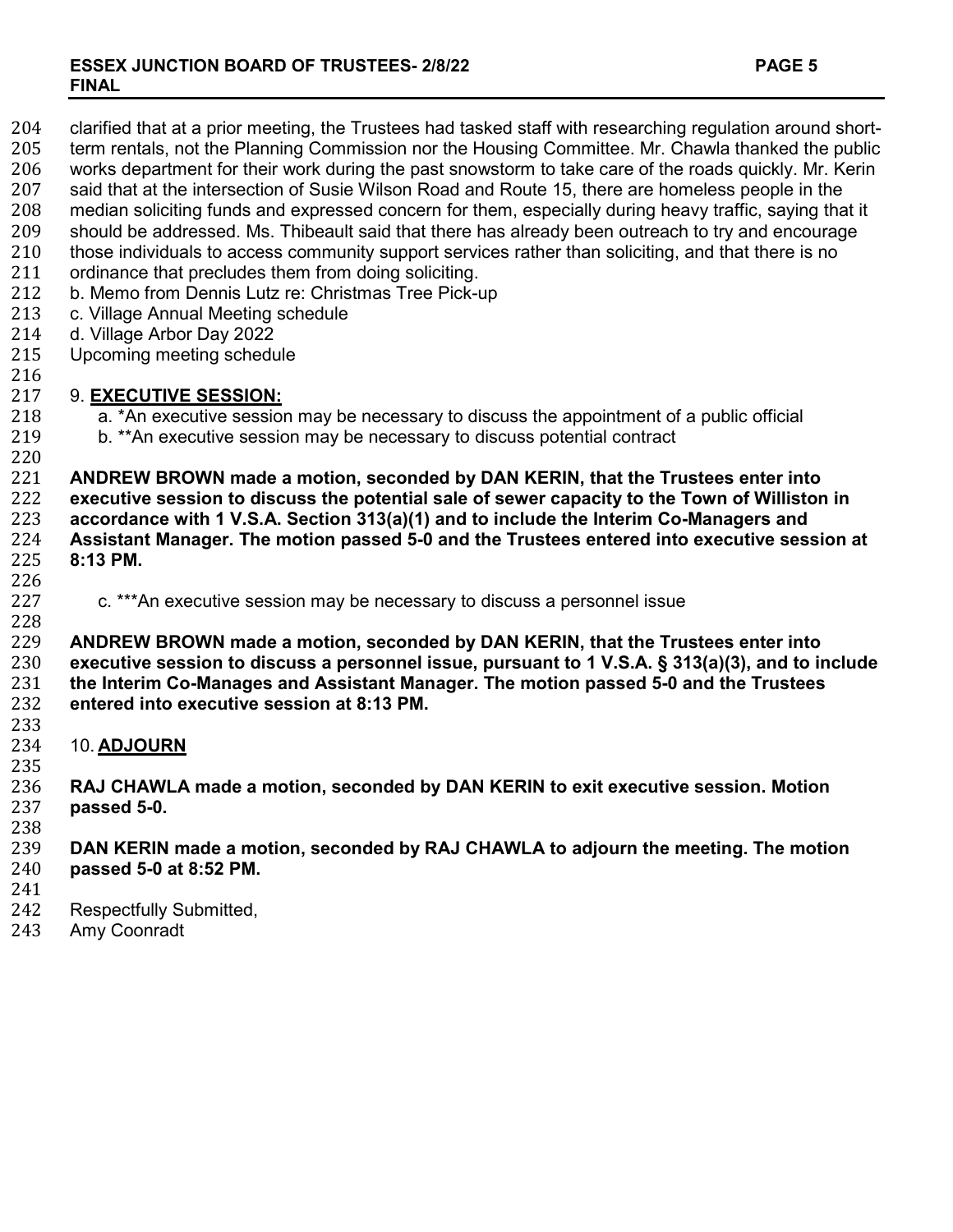clarified that at a prior meeting, the Trustees had tasked staff with researching regulation around short-term rentals, not the Planning Commission nor the Housing Committee. Mr. Chawla thanked the public works department for their work during the past snowstorm to take care of the roads quickly. Mr. Kerin said that at the intersection of Susie Wilson Road and Route 15, there are homeless people in the median soliciting funds and expressed concern for them, especially during heavy traffic, saying that it should be addressed. Ms. Thibeault said that there has already been outreach to try and encourage those individuals to access community support services rather than soliciting, and that there is no ordinance that precludes them from doing soliciting.

b. Memo from Dennis Lutz re: Christmas Tree Pick-up
c. Village Annual Meeting schedule
d. Village Arbor Day 2022
Upcoming meeting schedule

9. **EXECUTIVE SESSION:**

a. *An executive session may be necessary to discuss the appointment of a public official
b. **An executive session may be necessary to discuss potential contract

**ANDREW BROWN made a motion, seconded by DAN KERIN, that the Trustees enter into executive session to discuss the potential sale of sewer capacity to the Town of Williston in accordance with 1 V.S.A. Section 313(a)(1) and to include the Interim Co-Managers and Assistant Manager. The motion passed 5-0 and the Trustees entered into executive session at 8:13 PM.**

c. ***An executive session may be necessary to discuss a personnel issue

**ANDREW BROWN made a motion, seconded by DAN KERIN, that the Trustees enter into executive session to discuss a personnel issue, pursuant to 1 V.S.A. § 313(a)(3), and to include the Interim Co-Manages and Assistant Manager. The motion passed 5-0 and the Trustees entered into executive session at 8:13 PM.**

10. **ADJOURN**

**RAJ CHAWLA made a motion, seconded by DAN KERIN to exit executive session. Motion passed 5-0.**

**DAN KERIN made a motion, seconded by RAJ CHAWLA to adjourn the meeting. The motion passed 5-0 at 8:52 PM.**

Respectfully Submitted,
Amy Coonradt